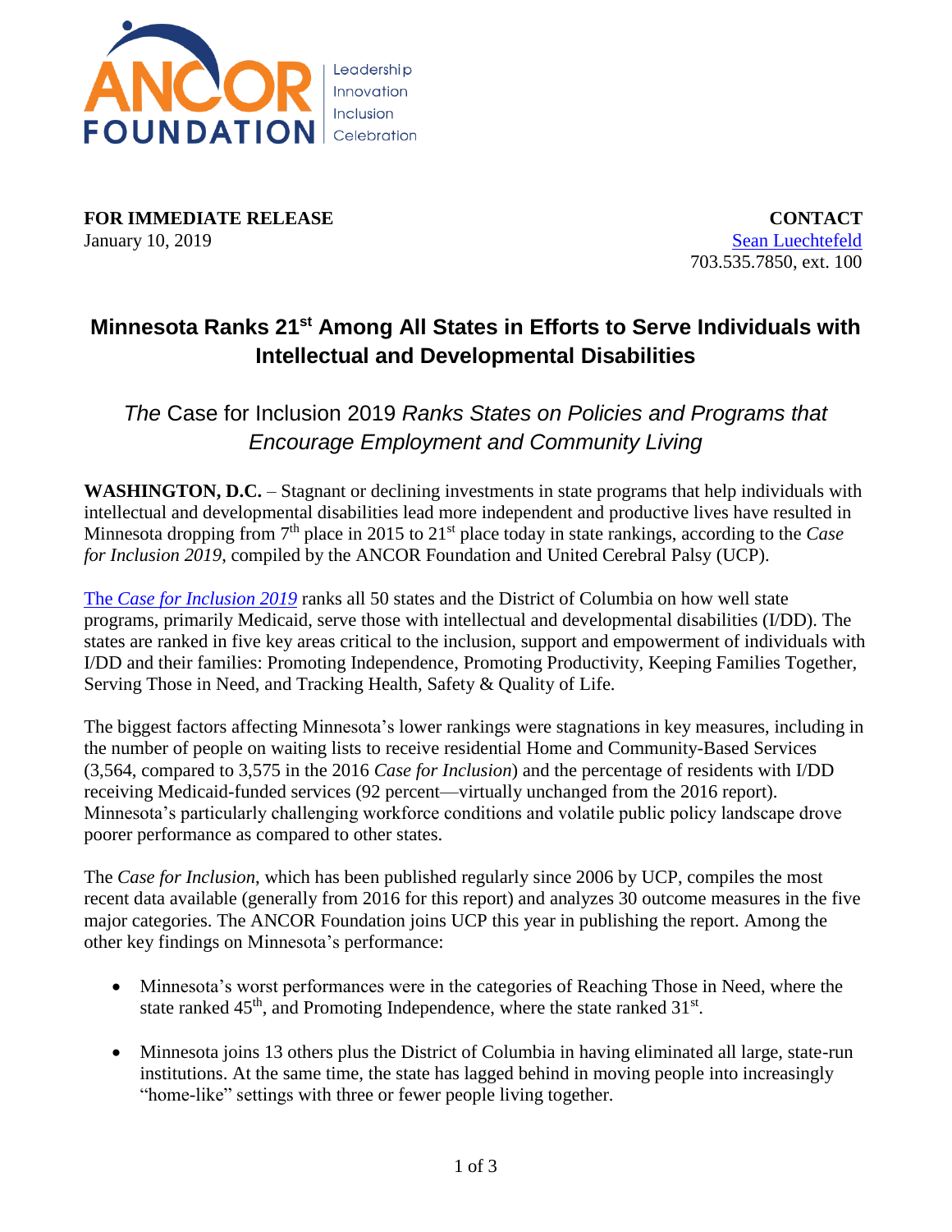ANCOR FOUNDATION

Leadership
Innovation
Inclusion
Celebration

**FOR IMMEDIATE RELEASE**
January 10, 2019

**CONTACT**
Sean Luechtefeld
703.535.7850, ext. 100

# Minnesota Ranks 21st Among All States in Efforts to Serve Individuals with Intellectual and Developmental Disabilities

## *The* Case for Inclusion 2019 *Ranks States on Policies and Programs that Encourage Employment and Community Living*

**WASHINGTON, D.C.** – Stagnant or declining investments in state programs that help individuals with intellectual and developmental disabilities lead more independent and productive lives have resulted in Minnesota dropping from 7th place in 2015 to 21st place today in state rankings, according to the *Case for Inclusion 2019*, compiled by the ANCOR Foundation and United Cerebral Palsy (UCP).

The *Case for Inclusion 2019* ranks all 50 states and the District of Columbia on how well state programs, primarily Medicaid, serve those with intellectual and developmental disabilities (I/DD). The states are ranked in five key areas critical to the inclusion, support and empowerment of individuals with I/DD and their families: Promoting Independence, Promoting Productivity, Keeping Families Together, Serving Those in Need, and Tracking Health, Safety & Quality of Life.

The biggest factors affecting Minnesota's lower rankings were stagnations in key measures, including in the number of people on waiting lists to receive residential Home and Community-Based Services (3,564, compared to 3,575 in the 2016 *Case for Inclusion*) and the percentage of residents with I/DD receiving Medicaid-funded services (92 percent—virtually unchanged from the 2016 report). Minnesota's particularly challenging workforce conditions and volatile public policy landscape drove poorer performance as compared to other states.

The *Case for Inclusion*, which has been published regularly since 2006 by UCP, compiles the most recent data available (generally from 2016 for this report) and analyzes 30 outcome measures in the five major categories. The ANCOR Foundation joins UCP this year in publishing the report. Among the other key findings on Minnesota's performance:

- Minnesota's worst performances were in the categories of Reaching Those in Need, where the state ranked 45th, and Promoting Independence, where the state ranked 31st.
- Minnesota joins 13 others plus the District of Columbia in having eliminated all large, state-run institutions. At the same time, the state has lagged behind in moving people into increasingly "home-like" settings with three or fewer people living together.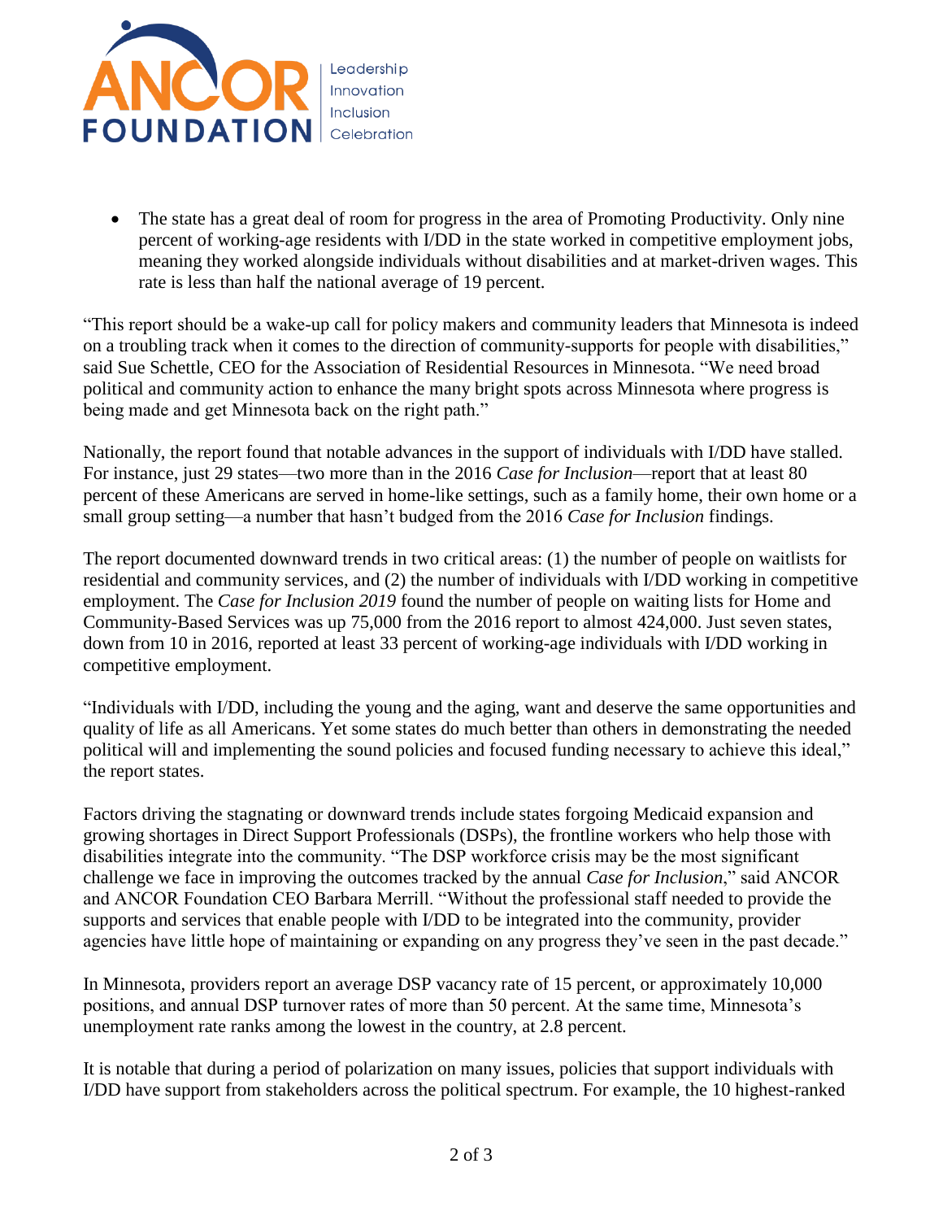- The state has a great deal of room for progress in the area of Promoting Productivity. Only nine percent of working-age residents with I/DD in the state worked in competitive employment jobs, meaning they worked alongside individuals without disabilities and at market-driven wages. This rate is less than half the national average of 19 percent.

"This report should be a wake-up call for policy makers and community leaders that Minnesota is indeed on a troubling track when it comes to the direction of community-supports for people with disabilities," said Sue Schettle, CEO for the Association of Residential Resources in Minnesota. "We need broad political and community action to enhance the many bright spots across Minnesota where progress is being made and get Minnesota back on the right path."

Nationally, the report found that notable advances in the support of individuals with I/DD have stalled. For instance, just 29 states—two more than in the 2016 *Case for Inclusion*—report that at least 80 percent of these Americans are served in home-like settings, such as a family home, their own home or a small group setting—a number that hasn't budged from the 2016 *Case for Inclusion* findings.

The report documented downward trends in two critical areas: (1) the number of people on waitlists for residential and community services, and (2) the number of individuals with I/DD working in competitive employment. The *Case for Inclusion 2019* found the number of people on waiting lists for Home and Community-Based Services was up 75,000 from the 2016 report to almost 424,000. Just seven states, down from 10 in 2016, reported at least 33 percent of working-age individuals with I/DD working in competitive employment.

"Individuals with I/DD, including the young and the aging, want and deserve the same opportunities and quality of life as all Americans. Yet some states do much better than others in demonstrating the needed political will and implementing the sound policies and focused funding necessary to achieve this ideal," the report states.

Factors driving the stagnating or downward trends include states forgoing Medicaid expansion and growing shortages in Direct Support Professionals (DSPs), the frontline workers who help those with disabilities integrate into the community. "The DSP workforce crisis may be the most significant challenge we face in improving the outcomes tracked by the annual *Case for Inclusion*," said ANCOR and ANCOR Foundation CEO Barbara Merrill. "Without the professional staff needed to provide the supports and services that enable people with I/DD to be integrated into the community, provider agencies have little hope of maintaining or expanding on any progress they've seen in the past decade."

In Minnesota, providers report an average DSP vacancy rate of 15 percent, or approximately 10,000 positions, and annual DSP turnover rates of more than 50 percent. At the same time, Minnesota's unemployment rate ranks among the lowest in the country, at 2.8 percent.

It is notable that during a period of polarization on many issues, policies that support individuals with I/DD have support from stakeholders across the political spectrum. For example, the 10 highest-ranked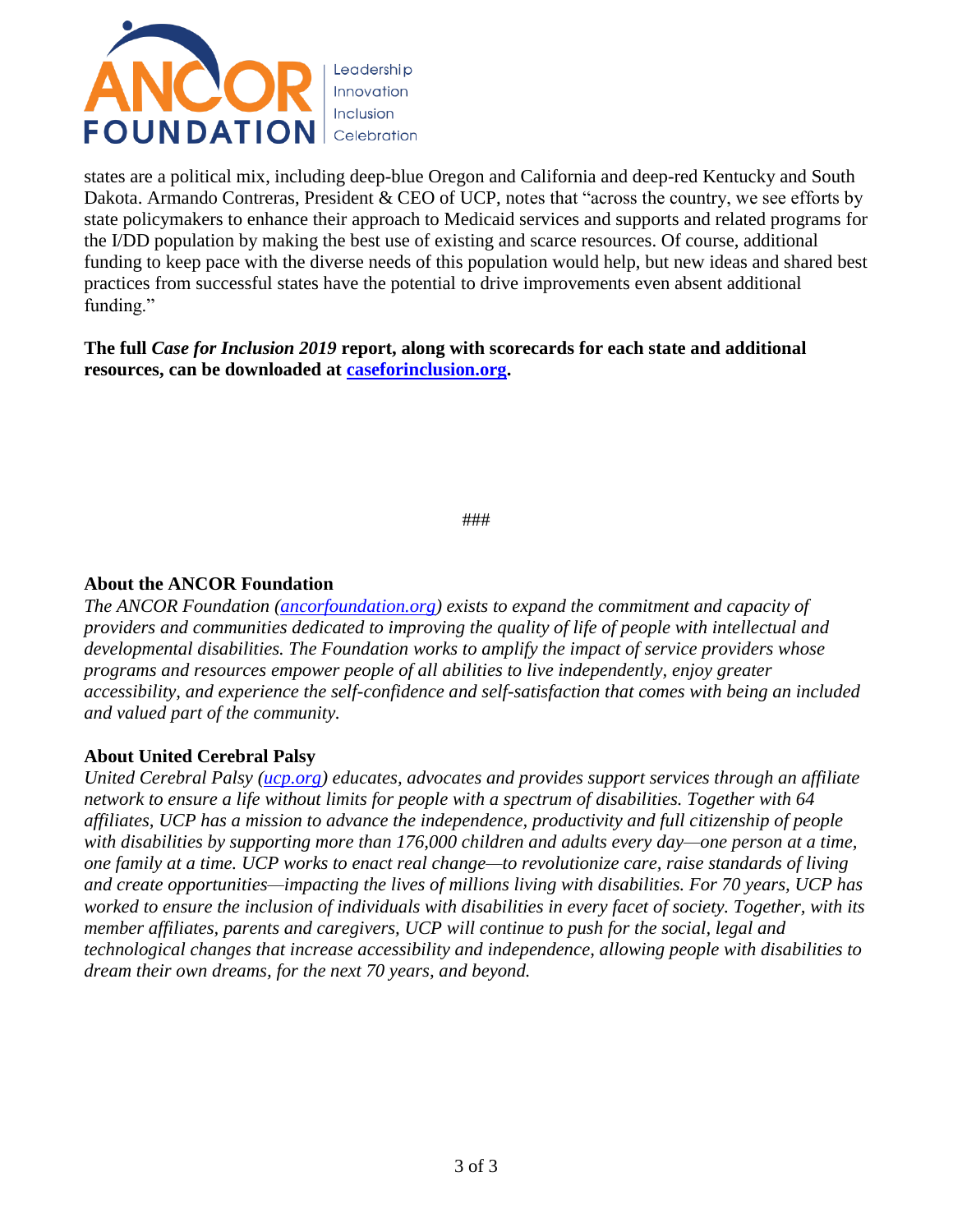states are a political mix, including deep-blue Oregon and California and deep-red Kentucky and South Dakota. Armando Contreras, President & CEO of UCP, notes that "across the country, we see efforts by state policymakers to enhance their approach to Medicaid services and supports and related programs for the I/DD population by making the best use of existing and scarce resources. Of course, additional funding to keep pace with the diverse needs of this population would help, but new ideas and shared best practices from successful states have the potential to drive improvements even absent additional funding."

**The full *Case for Inclusion 2019* report, along with scorecards for each state and additional resources, can be downloaded at [caseforinclusion.org](caseforinclusion.org).**

###

**About the ANCOR Foundation**

*The ANCOR Foundation ([ancorfoundation.org](ancorfoundation.org)) exists to expand the commitment and capacity of providers and communities dedicated to improving the quality of life of people with intellectual and developmental disabilities. The Foundation works to amplify the impact of service providers whose programs and resources empower people of all abilities to live independently, enjoy greater accessibility, and experience the self-confidence and self-satisfaction that comes with being an included and valued part of the community.*

**About United Cerebral Palsy**

*United Cerebral Palsy ([ucp.org](ucp.org)) educates, advocates and provides support services through an affiliate network to ensure a life without limits for people with a spectrum of disabilities. Together with 64 affiliates, UCP has a mission to advance the independence, productivity and full citizenship of people with disabilities by supporting more than 176,000 children and adults every day—one person at a time, one family at a time. UCP works to enact real change—to revolutionize care, raise standards of living and create opportunities—impacting the lives of millions living with disabilities. For 70 years, UCP has worked to ensure the inclusion of individuals with disabilities in every facet of society. Together, with its member affiliates, parents and caregivers, UCP will continue to push for the social, legal and technological changes that increase accessibility and independence, allowing people with disabilities to dream their own dreams, for the next 70 years, and beyond.*